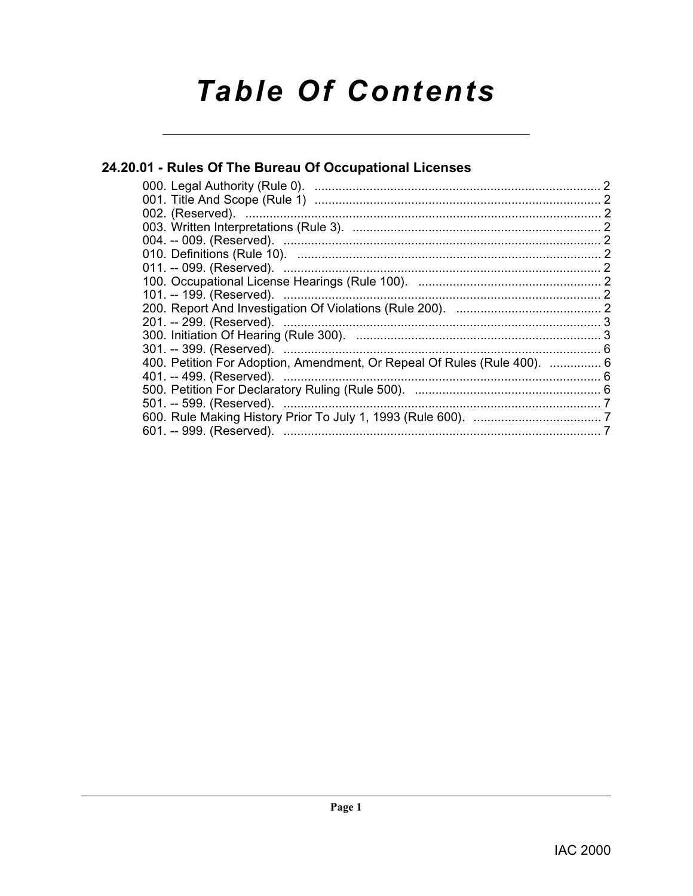# Table Of Contents

## 24.20.01 - Rules Of The Bureau Of Occupational Licenses

000. Legal Authority (Rule 0). .................................................................................... 2
001. Title And Scope (Rule 1) .................................................................................... 2
002. (Reserved). ........................................................................................................ 2
003. Written Interpretations (Rule 3). ......................................................................... 2
004. -- 009. (Reserved). ............................................................................................. 2
010. Definitions (Rule 10). ......................................................................................... 2
011. -- 099. (Reserved). ............................................................................................. 2
100. Occupational License Hearings (Rule 100). ...................................................... 2
101. -- 199. (Reserved). ............................................................................................. 2
200. Report And Investigation Of Violations (Rule 200). ........................................... 2
201. -- 299. (Reserved). ............................................................................................. 3
300. Initiation Of Hearing (Rule 300). ........................................................................ 3
301. -- 399. (Reserved). ............................................................................................. 6
400. Petition For Adoption, Amendment, Or Repeal Of Rules (Rule 400). ............... 6
401. -- 499. (Reserved). ............................................................................................. 6
500. Petition For Declaratory Ruling (Rule 500). ....................................................... 6
501. -- 599. (Reserved). ............................................................................................. 7
600. Rule Making History Prior To July 1, 1993 (Rule 600). ...................................... 7
601. -- 999. (Reserved). ............................................................................................. 7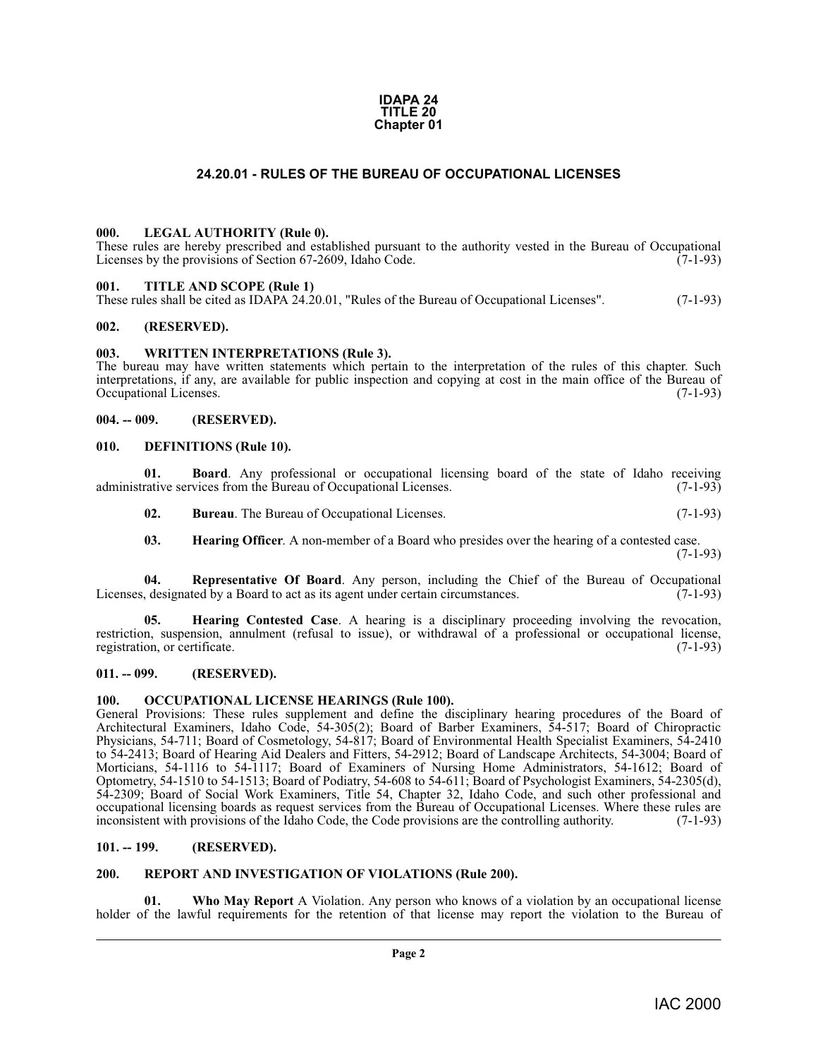**IDAPA 24**
**TITLE 20**
**Chapter 01**

# 24.20.01 - RULES OF THE BUREAU OF OCCUPATIONAL LICENSES

## 000. LEGAL AUTHORITY (Rule 0).

These rules are hereby prescribed and established pursuant to the authority vested in the Bureau of Occupational Licenses by the provisions of Section 67-2609, Idaho Code. (7-1-93)

## 001. TITLE AND SCOPE (Rule 1)

These rules shall be cited as IDAPA 24.20.01, "Rules of the Bureau of Occupational Licenses". (7-1-93)

## 002. (RESERVED).

## 003. WRITTEN INTERPRETATIONS (Rule 3).

The bureau may have written statements which pertain to the interpretation of the rules of this chapter. Such interpretations, if any, are available for public inspection and copying at cost in the main office of the Bureau of Occupational Licenses. (7-1-93)

## 004. -- 009. (RESERVED).

## 010. DEFINITIONS (Rule 10).

**01. Board**. Any professional or occupational licensing board of the state of Idaho receiving administrative services from the Bureau of Occupational Licenses. (7-1-93)

**02. Bureau**. The Bureau of Occupational Licenses. (7-1-93)

**03. Hearing Officer**. A non-member of a Board who presides over the hearing of a contested case. (7-1-93)

**04. Representative Of Board**. Any person, including the Chief of the Bureau of Occupational Licenses, designated by a Board to act as its agent under certain circumstances. (7-1-93)

**05. Hearing Contested Case**. A hearing is a disciplinary proceeding involving the revocation, restriction, suspension, annulment (refusal to issue), or withdrawal of a professional or occupational license, registration, or certificate. (7-1-93)

## 011. -- 099. (RESERVED).

## 100. OCCUPATIONAL LICENSE HEARINGS (Rule 100).

General Provisions: These rules supplement and define the disciplinary hearing procedures of the Board of Architectural Examiners, Idaho Code, 54-305(2); Board of Barber Examiners, 54-517; Board of Chiropractic Physicians, 54-711; Board of Cosmetology, 54-817; Board of Environmental Health Specialist Examiners, 54-2410 to 54-2413; Board of Hearing Aid Dealers and Fitters, 54-2912; Board of Landscape Architects, 54-3004; Board of Morticians, 54-1116 to 54-1117; Board of Examiners of Nursing Home Administrators, 54-1612; Board of Optometry, 54-1510 to 54-1513; Board of Podiatry, 54-608 to 54-611; Board of Psychologist Examiners, 54-2305(d), 54-2309; Board of Social Work Examiners, Title 54, Chapter 32, Idaho Code, and such other professional and occupational licensing boards as request services from the Bureau of Occupational Licenses. Where these rules are inconsistent with provisions of the Idaho Code, the Code provisions are the controlling authority. (7-1-93)

## 101. -- 199. (RESERVED).

## 200. REPORT AND INVESTIGATION OF VIOLATIONS (Rule 200).

**01. Who May Report** A Violation. Any person who knows of a violation by an occupational license holder of the lawful requirements for the retention of that license may report the violation to the Bureau of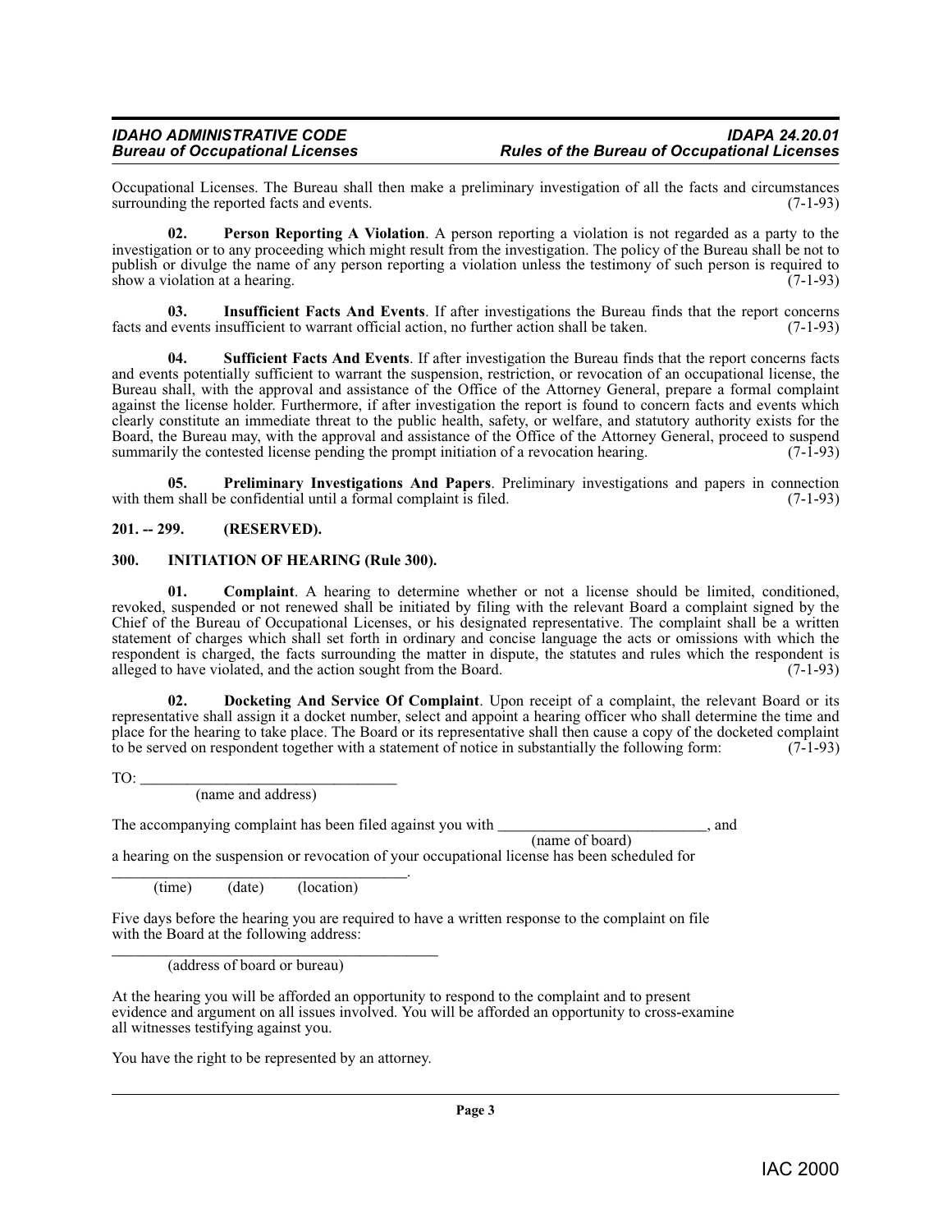Occupational Licenses. The Bureau shall then make a preliminary investigation of all the facts and circumstances surrounding the reported facts and events. (7-1-93)

**02. Person Reporting A Violation**. A person reporting a violation is not regarded as a party to the investigation or to any proceeding which might result from the investigation. The policy of the Bureau shall be not to publish or divulge the name of any person reporting a violation unless the testimony of such person is required to show a violation at a hearing. (7-1-93)

**03. Insufficient Facts And Events**. If after investigations the Bureau finds that the report concerns facts and events insufficient to warrant official action, no further action shall be taken. (7-1-93)

**04. Sufficient Facts And Events**. If after investigation the Bureau finds that the report concerns facts and events potentially sufficient to warrant the suspension, restriction, or revocation of an occupational license, the Bureau shall, with the approval and assistance of the Office of the Attorney General, prepare a formal complaint against the license holder. Furthermore, if after investigation the report is found to concern facts and events which clearly constitute an immediate threat to the public health, safety, or welfare, and statutory authority exists for the Board, the Bureau may, with the approval and assistance of the Office of the Attorney General, proceed to suspend summarily the contested license pending the prompt initiation of a revocation hearing. (7-1-93)

**05. Preliminary Investigations And Papers**. Preliminary investigations and papers in connection with them shall be confidential until a formal complaint is filed. (7-1-93)

**201. -- 299. (RESERVED).**

**300. INITIATION OF HEARING (Rule 300).**

**01. Complaint**. A hearing to determine whether or not a license should be limited, conditioned, revoked, suspended or not renewed shall be initiated by filing with the relevant Board a complaint signed by the Chief of the Bureau of Occupational Licenses, or his designated representative. The complaint shall be a written statement of charges which shall set forth in ordinary and concise language the acts or omissions with which the respondent is charged, the facts surrounding the matter in dispute, the statutes and rules which the respondent is alleged to have violated, and the action sought from the Board. (7-1-93)

**02. Docketing And Service Of Complaint**. Upon receipt of a complaint, the relevant Board or its representative shall assign it a docket number, select and appoint a hearing officer who shall determine the time and place for the hearing to take place. The Board or its representative shall then cause a copy of the docketed complaint to be served on respondent together with a statement of notice in substantially the following form: (7-1-93)

TO: ________________________________
(name and address)

The accompanying complaint has been filed against you with __________________________, and
(name of board)
a hearing on the suspension or revocation of your occupational license has been scheduled for
_____________________________________.
(time) (date) (location)

Five days before the hearing you are required to have a written response to the complaint on file with the Board at the following address:

_________________________________________
(address of board or bureau)

At the hearing you will be afforded an opportunity to respond to the complaint and to present evidence and argument on all issues involved. You will be afforded an opportunity to cross-examine all witnesses testifying against you.

You have the right to be represented by an attorney.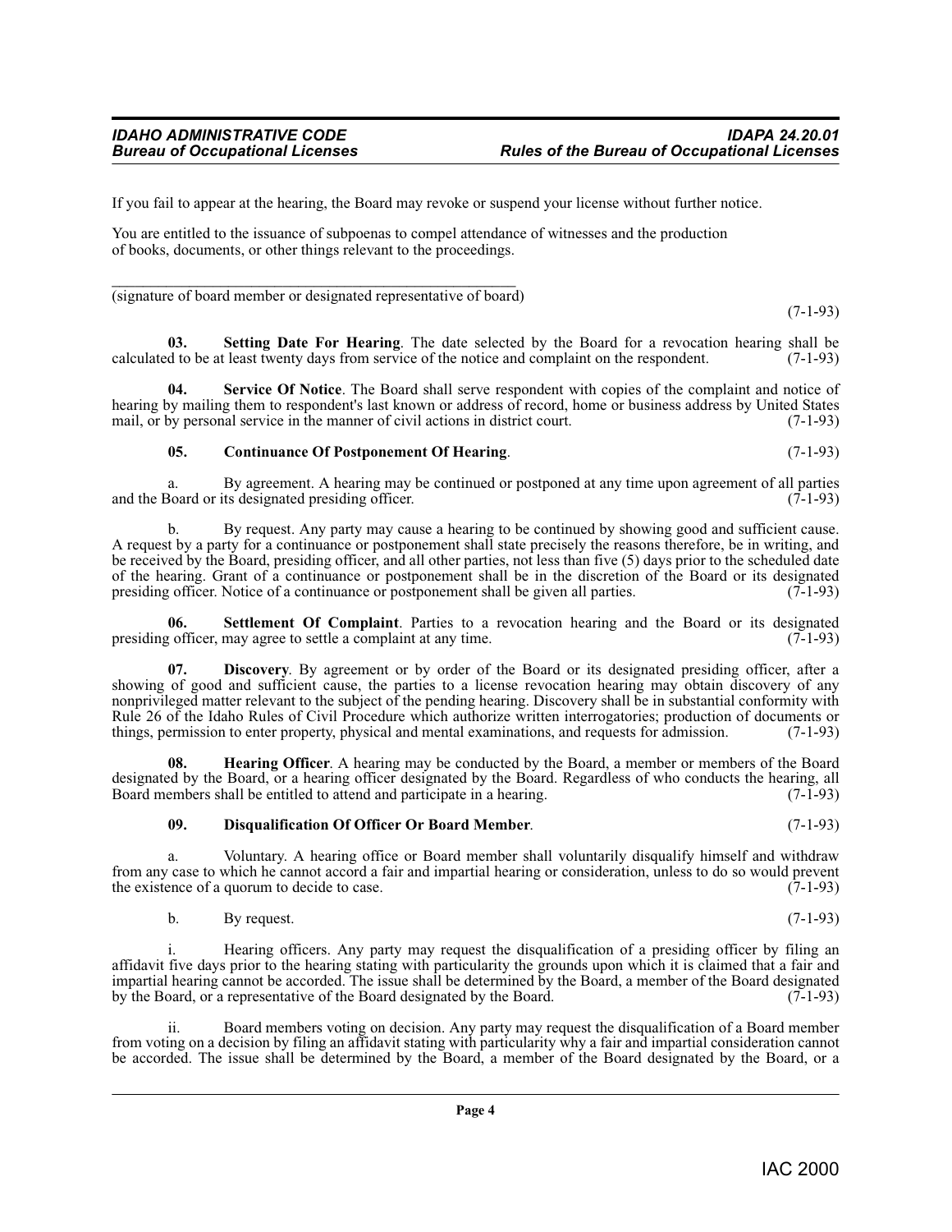If you fail to appear at the hearing, the Board may revoke or suspend your license without further notice.

You are entitled to the issuance of subpoenas to compel attendance of witnesses and the production of books, documents, or other things relevant to the proceedings.

\_\_\_\_\_\_\_\_\_\_\_\_\_\_\_\_\_\_\_\_\_\_\_\_\_\_\_\_\_\_\_\_\_\_\_\_\_\_\_\_\_\_\_\_\_\_\_\_\_\_\_\_\_

(signature of board member or designated representative of board)

(7-1-93)

**03. Setting Date For Hearing**. The date selected by the Board for a revocation hearing shall be calculated to be at least twenty days from service of the notice and complaint on the respondent. (7-1-93)

**04. Service Of Notice**. The Board shall serve respondent with copies of the complaint and notice of hearing by mailing them to respondent's last known or address of record, home or business address by United States mail, or by personal service in the manner of civil actions in district court. (7-1-93)

**05. Continuance Of Postponement Of Hearing**. (7-1-93)

a. By agreement. A hearing may be continued or postponed at any time upon agreement of all parties and the Board or its designated presiding officer. (7-1-93)

b. By request. Any party may cause a hearing to be continued by showing good and sufficient cause. A request by a party for a continuance or postponement shall state precisely the reasons therefore, be in writing, and be received by the Board, presiding officer, and all other parties, not less than five (5) days prior to the scheduled date of the hearing. Grant of a continuance or postponement shall be in the discretion of the Board or its designated presiding officer. Notice of a continuance or postponement shall be given all parties. (7-1-93)

**06. Settlement Of Complaint**. Parties to a revocation hearing and the Board or its designated presiding officer, may agree to settle a complaint at any time. (7-1-93)

**07. Discovery**. By agreement or by order of the Board or its designated presiding officer, after a showing of good and sufficient cause, the parties to a license revocation hearing may obtain discovery of any nonprivileged matter relevant to the subject of the pending hearing. Discovery shall be in substantial conformity with Rule 26 of the Idaho Rules of Civil Procedure which authorize written interrogatories; production of documents or things, permission to enter property, physical and mental examinations, and requests for admission. (7-1-93)

**08. Hearing Officer**. A hearing may be conducted by the Board, a member or members of the Board designated by the Board, or a hearing officer designated by the Board. Regardless of who conducts the hearing, all Board members shall be entitled to attend and participate in a hearing. (7-1-93)

**09. Disqualification Of Officer Or Board Member**. (7-1-93)

a. Voluntary. A hearing office or Board member shall voluntarily disqualify himself and withdraw from any case to which he cannot accord a fair and impartial hearing or consideration, unless to do so would prevent the existence of a quorum to decide to case. (7-1-93)

b. By request. (7-1-93)

i. Hearing officers. Any party may request the disqualification of a presiding officer by filing an affidavit five days prior to the hearing stating with particularity the grounds upon which it is claimed that a fair and impartial hearing cannot be accorded. The issue shall be determined by the Board, a member of the Board designated by the Board, or a representative of the Board designated by the Board. (7-1-93)

ii. Board members voting on decision. Any party may request the disqualification of a Board member from voting on a decision by filing an affidavit stating with particularity why a fair and impartial consideration cannot be accorded. The issue shall be determined by the Board, a member of the Board designated by the Board, or a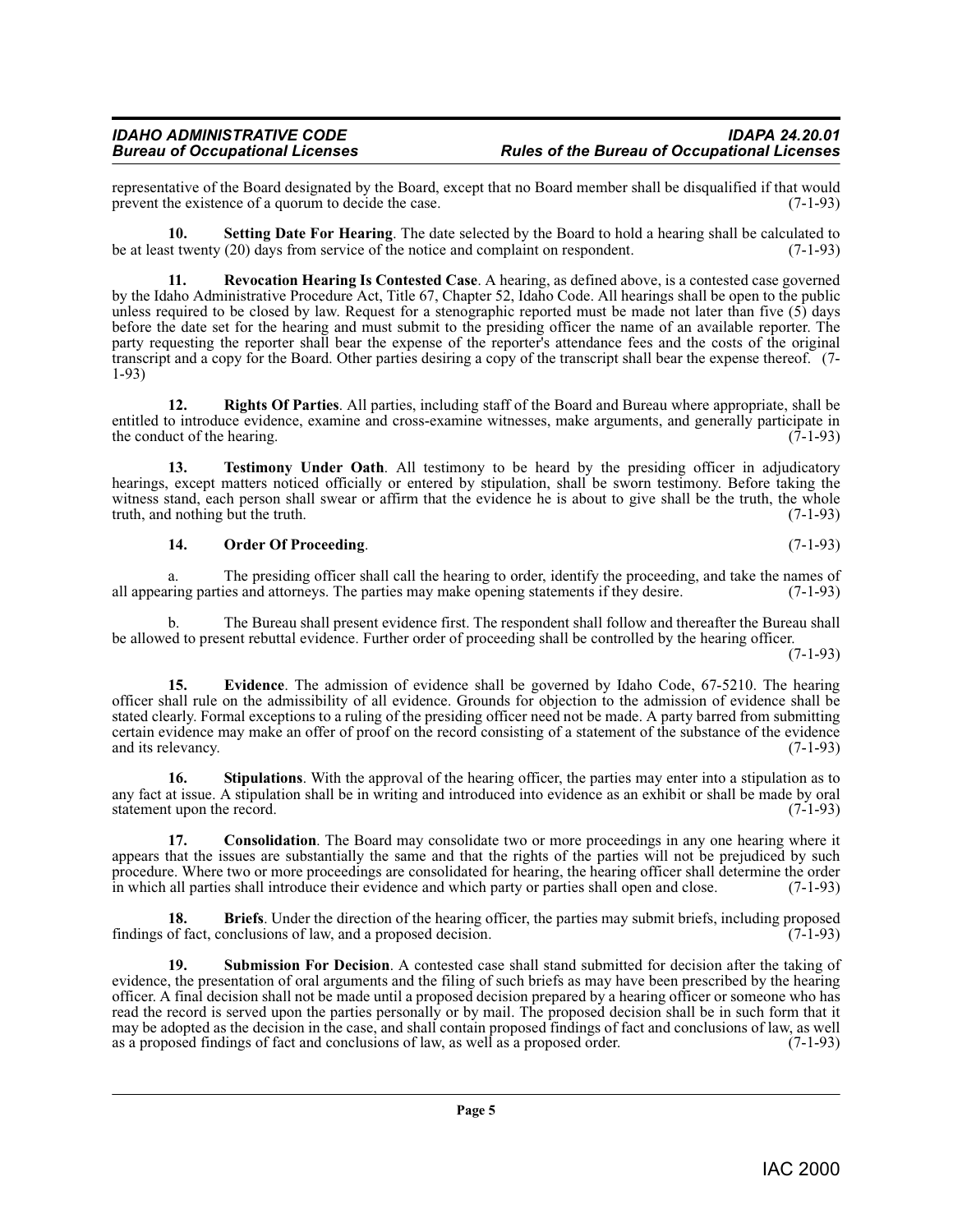representative of the Board designated by the Board, except that no Board member shall be disqualified if that would prevent the existence of a quorum to decide the case. (7-1-93)

**10. Setting Date For Hearing**. The date selected by the Board to hold a hearing shall be calculated to be at least twenty (20) days from service of the notice and complaint on respondent. (7-1-93)

**11. Revocation Hearing Is Contested Case**. A hearing, as defined above, is a contested case governed by the Idaho Administrative Procedure Act, Title 67, Chapter 52, Idaho Code. All hearings shall be open to the public unless required to be closed by law. Request for a stenographic reported must be made not later than five (5) days before the date set for the hearing and must submit to the presiding officer the name of an available reporter. The party requesting the reporter shall bear the expense of the reporter's attendance fees and the costs of the original transcript and a copy for the Board. Other parties desiring a copy of the transcript shall bear the expense thereof. (7-1-93)

**12. Rights Of Parties**. All parties, including staff of the Board and Bureau where appropriate, shall be entitled to introduce evidence, examine and cross-examine witnesses, make arguments, and generally participate in the conduct of the hearing. (7-1-93)

**13. Testimony Under Oath**. All testimony to be heard by the presiding officer in adjudicatory hearings, except matters noticed officially or entered by stipulation, shall be sworn testimony. Before taking the witness stand, each person shall swear or affirm that the evidence he is about to give shall be the truth, the whole truth, and nothing but the truth. (7-1-93)

**14. Order Of Proceeding**. (7-1-93)

a. The presiding officer shall call the hearing to order, identify the proceeding, and take the names of all appearing parties and attorneys. The parties may make opening statements if they desire. (7-1-93)

b. The Bureau shall present evidence first. The respondent shall follow and thereafter the Bureau shall be allowed to present rebuttal evidence. Further order of proceeding shall be controlled by the hearing officer. (7-1-93)

**15. Evidence**. The admission of evidence shall be governed by Idaho Code, 67-5210. The hearing officer shall rule on the admissibility of all evidence. Grounds for objection to the admission of evidence shall be stated clearly. Formal exceptions to a ruling of the presiding officer need not be made. A party barred from submitting certain evidence may make an offer of proof on the record consisting of a statement of the substance of the evidence and its relevancy. (7-1-93)

**16. Stipulations**. With the approval of the hearing officer, the parties may enter into a stipulation as to any fact at issue. A stipulation shall be in writing and introduced into evidence as an exhibit or shall be made by oral statement upon the record. (7-1-93)

**17. Consolidation**. The Board may consolidate two or more proceedings in any one hearing where it appears that the issues are substantially the same and that the rights of the parties will not be prejudiced by such procedure. Where two or more proceedings are consolidated for hearing, the hearing officer shall determine the order in which all parties shall introduce their evidence and which party or parties shall open and close. (7-1-93)

**18. Briefs**. Under the direction of the hearing officer, the parties may submit briefs, including proposed findings of fact, conclusions of law, and a proposed decision. (7-1-93)

**19. Submission For Decision**. A contested case shall stand submitted for decision after the taking of evidence, the presentation of oral arguments and the filing of such briefs as may have been prescribed by the hearing officer. A final decision shall not be made until a proposed decision prepared by a hearing officer or someone who has read the record is served upon the parties personally or by mail. The proposed decision shall be in such form that it may be adopted as the decision in the case, and shall contain proposed findings of fact and conclusions of law, as well as a proposed findings of fact and conclusions of law, as well as a proposed order. (7-1-93)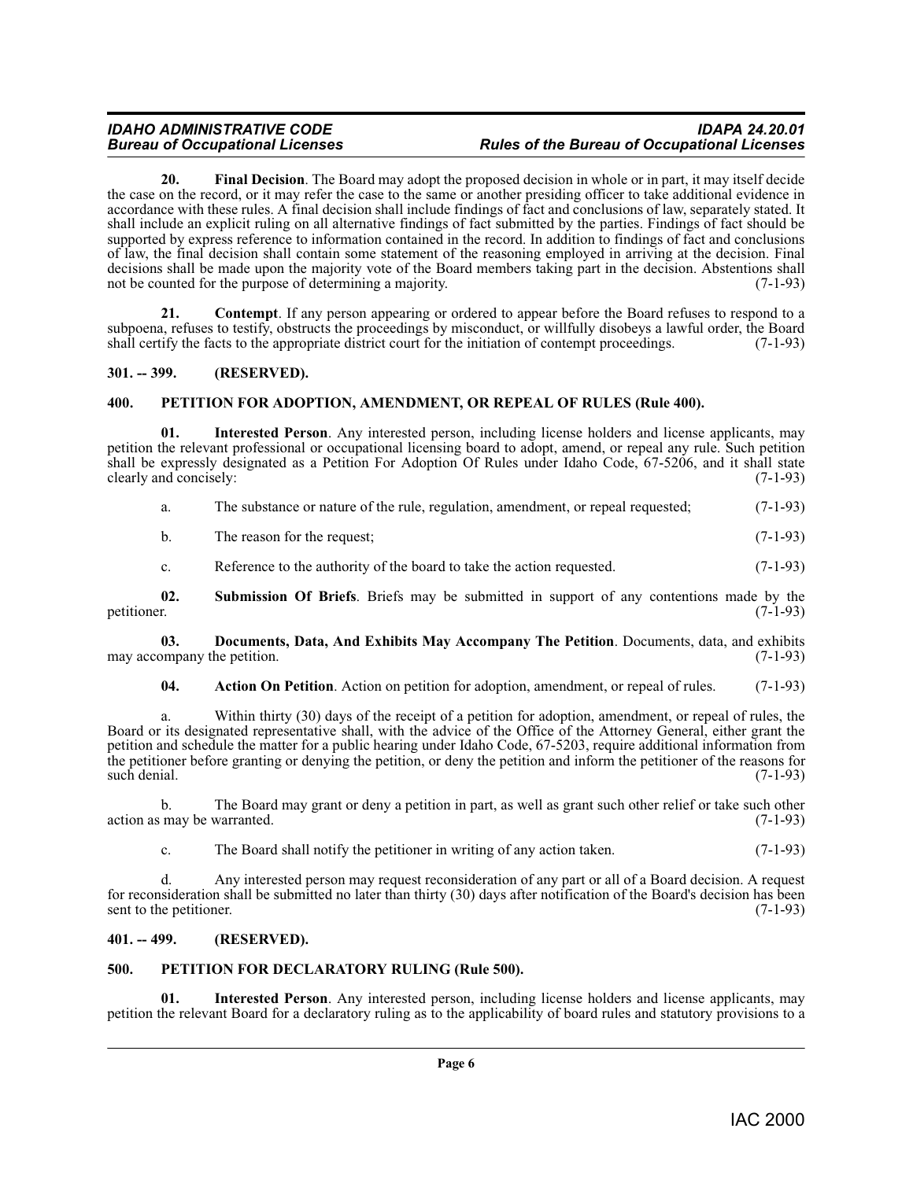**20. Final Decision**. The Board may adopt the proposed decision in whole or in part, it may itself decide the case on the record, or it may refer the case to the same or another presiding officer to take additional evidence in accordance with these rules. A final decision shall include findings of fact and conclusions of law, separately stated. It shall include an explicit ruling on all alternative findings of fact submitted by the parties. Findings of fact should be supported by express reference to information contained in the record. In addition to findings of fact and conclusions of law, the final decision shall contain some statement of the reasoning employed in arriving at the decision. Final decisions shall be made upon the majority vote of the Board members taking part in the decision. Abstentions shall not be counted for the purpose of determining a majority. (7-1-93)

**21. Contempt**. If any person appearing or ordered to appear before the Board refuses to respond to a subpoena, refuses to testify, obstructs the proceedings by misconduct, or willfully disobeys a lawful order, the Board shall certify the facts to the appropriate district court for the initiation of contempt proceedings. (7-1-93)

## 301. -- 399. (RESERVED).

## 400. PETITION FOR ADOPTION, AMENDMENT, OR REPEAL OF RULES (Rule 400).

**01. Interested Person**. Any interested person, including license holders and license applicants, may petition the relevant professional or occupational licensing board to adopt, amend, or repeal any rule. Such petition shall be expressly designated as a Petition For Adoption Of Rules under Idaho Code, 67-5206, and it shall state clearly and concisely: (7-1-93)

a. The substance or nature of the rule, regulation, amendment, or repeal requested; (7-1-93)

b. The reason for the request; (7-1-93)

c. Reference to the authority of the board to take the action requested. (7-1-93)

**02. Submission Of Briefs**. Briefs may be submitted in support of any contentions made by the petitioner. (7-1-93)

**03. Documents, Data, And Exhibits May Accompany The Petition**. Documents, data, and exhibits may accompany the petition. (7-1-93)

**04. Action On Petition**. Action on petition for adoption, amendment, or repeal of rules. (7-1-93)

a. Within thirty (30) days of the receipt of a petition for adoption, amendment, or repeal of rules, the Board or its designated representative shall, with the advice of the Office of the Attorney General, either grant the petition and schedule the matter for a public hearing under Idaho Code, 67-5203, require additional information from the petitioner before granting or denying the petition, or deny the petition and inform the petitioner of the reasons for such denial. (7-1-93)

b. The Board may grant or deny a petition in part, as well as grant such other relief or take such other action as may be warranted. (7-1-93)

c. The Board shall notify the petitioner in writing of any action taken. (7-1-93)

d. Any interested person may request reconsideration of any part or all of a Board decision. A request for reconsideration shall be submitted no later than thirty (30) days after notification of the Board's decision has been sent to the petitioner. (7-1-93)

## 401. -- 499. (RESERVED).

## 500. PETITION FOR DECLARATORY RULING (Rule 500).

**01. Interested Person**. Any interested person, including license holders and license applicants, may petition the relevant Board for a declaratory ruling as to the applicability of board rules and statutory provisions to a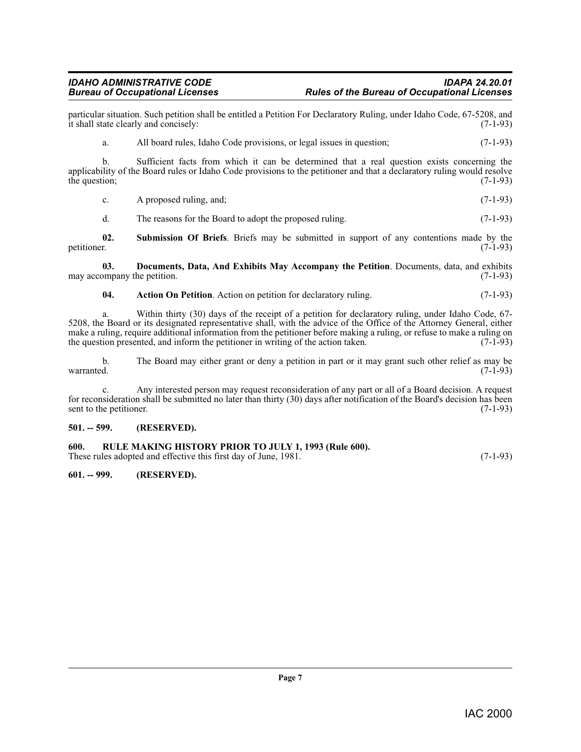particular situation. Such petition shall be entitled a Petition For Declaratory Ruling, under Idaho Code, 67-5208, and it shall state clearly and concisely: (7-1-93)

a. All board rules, Idaho Code provisions, or legal issues in question; (7-1-93)

b. Sufficient facts from which it can be determined that a real question exists concerning the applicability of the Board rules or Idaho Code provisions to the petitioner and that a declaratory ruling would resolve the question; (7-1-93)

c. A proposed ruling, and; (7-1-93)

d. The reasons for the Board to adopt the proposed ruling. (7-1-93)

**02. Submission Of Briefs**. Briefs may be submitted in support of any contentions made by the petitioner. (7-1-93)

**03. Documents, Data, And Exhibits May Accompany the Petition**. Documents, data, and exhibits may accompany the petition. (7-1-93)

**04. Action On Petition**. Action on petition for declaratory ruling. (7-1-93)

a. Within thirty (30) days of the receipt of a petition for declaratory ruling, under Idaho Code, 67-5208, the Board or its designated representative shall, with the advice of the Office of the Attorney General, either make a ruling, require additional information from the petitioner before making a ruling, or refuse to make a ruling on the question presented, and inform the petitioner in writing of the action taken. (7-1-93)

b. The Board may either grant or deny a petition in part or it may grant such other relief as may be warranted. (7-1-93)

c. Any interested person may request reconsideration of any part or all of a Board decision. A request for reconsideration shall be submitted no later than thirty (30) days after notification of the Board's decision has been sent to the petitioner. (7-1-93)

### 501. -- 599. (RESERVED).

### 600. RULE MAKING HISTORY PRIOR TO JULY 1, 1993 (Rule 600).

These rules adopted and effective this first day of June, 1981. (7-1-93)

### 601. -- 999. (RESERVED).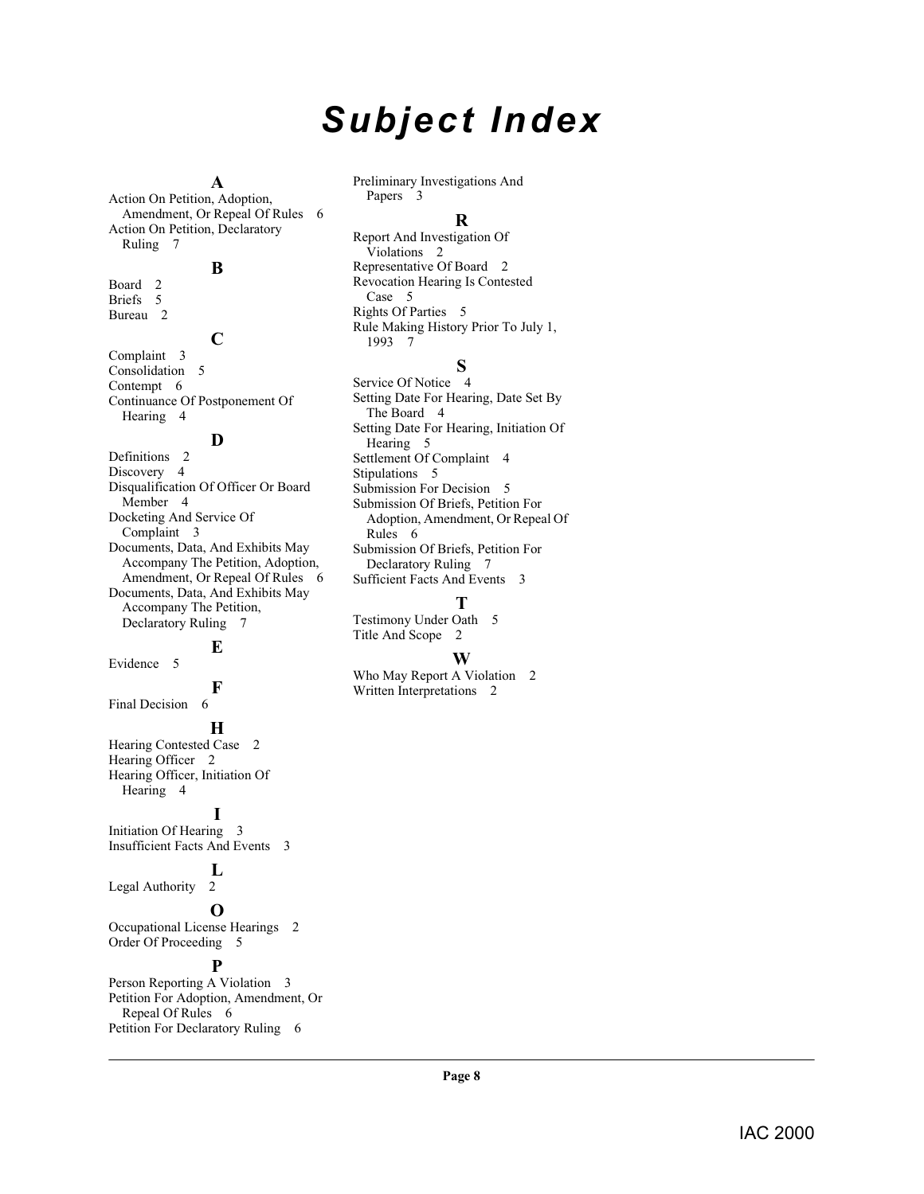# Subject Index

**A**

Action On Petition, Adoption, Amendment, Or Repeal Of Rules 6
Action On Petition, Declaratory Ruling 7

**B**

Board 2
Briefs 5
Bureau 2

**C**

Complaint 3
Consolidation 5
Contempt 6
Continuance Of Postponement Of Hearing 4

**D**

Definitions 2
Discovery 4
Disqualification Of Officer Or Board Member 4
Docketing And Service Of Complaint 3
Documents, Data, And Exhibits May Accompany The Petition, Adoption, Amendment, Or Repeal Of Rules 6
Documents, Data, And Exhibits May Accompany The Petition, Declaratory Ruling 7

**E**

Evidence 5

**F**

Final Decision 6

**H**

Hearing Contested Case 2
Hearing Officer 2
Hearing Officer, Initiation Of Hearing 4

**I**

Initiation Of Hearing 3
Insufficient Facts And Events 3

**L**

Legal Authority 2

**O**

Occupational License Hearings 2
Order Of Proceeding 5

**P**

Person Reporting A Violation 3
Petition For Adoption, Amendment, Or Repeal Of Rules 6
Petition For Declaratory Ruling 6
Preliminary Investigations And Papers 3

**R**

Report And Investigation Of Violations 2
Representative Of Board 2
Revocation Hearing Is Contested Case 5
Rights Of Parties 5
Rule Making History Prior To July 1, 1993 7

**S**

Service Of Notice 4
Setting Date For Hearing, Date Set By The Board 4
Setting Date For Hearing, Initiation Of Hearing 5
Settlement Of Complaint 4
Stipulations 5
Submission For Decision 5
Submission Of Briefs, Petition For Adoption, Amendment, Or Repeal Of Rules 6
Submission Of Briefs, Petition For Declaratory Ruling 7
Sufficient Facts And Events 3

**T**

Testimony Under Oath 5
Title And Scope 2

**W**

Who May Report A Violation 2
Written Interpretations 2